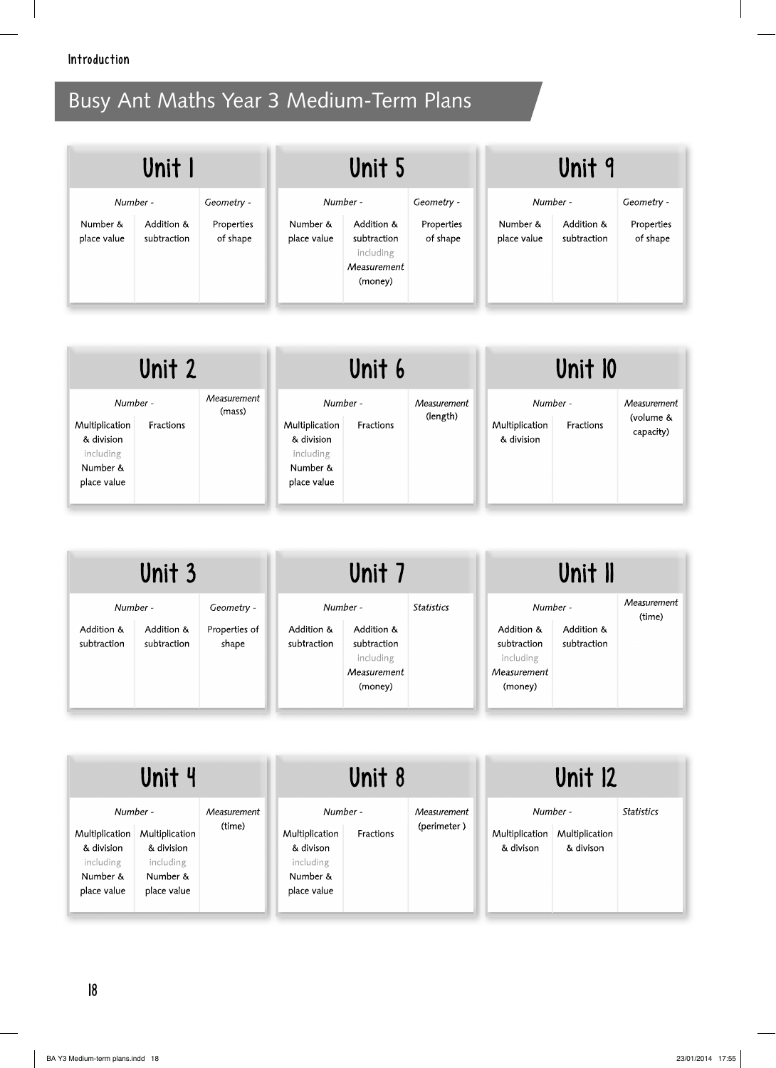## Busy Ant Maths Year 3 Medium-Term Plans

### Unit 1

| *Number -* | | *Geometry -* |
|---|---|---|
| Number & place value | Addition & subtraction | Properties of shape |

### Unit 5

| *Number -* | | *Geometry -* |
|---|---|---|
| Number & place value | Addition & subtraction including *Measurement* (money) | Properties of shape |

### Unit 9

| *Number -* | | *Geometry -* |
|---|---|---|
| Number & place value | Addition & subtraction | Properties of shape |

### Unit 2

| *Number -* | | *Measurement* (mass) |
|---|---|---|
| Multiplication & division including Number & place value | Fractions | |

### Unit 6

| *Number -* | | *Measurement* (length) |
|---|---|---|
| Multiplication & division including Number & place value | Fractions | |

### Unit 10

| *Number -* | | *Measurement* (volume & capacity) |
|---|---|---|
| Multiplication & division | Fractions | |

### Unit 3

| *Number -* | | *Geometry -* |
|---|---|---|
| Addition & subtraction | Addition & subtraction | Properties of shape |

### Unit 7

| *Number -* | | *Statistics* |
|---|---|---|
| Addition & subtraction | Addition & subtraction including *Measurement* (money) | |

### Unit 11

| *Number -* | | *Measurement* (time) |
|---|---|---|
| Addition & subtraction including *Measurement* (money) | Addition & subtraction | |

### Unit 4

| *Number -* | | *Measurement* (time) |
|---|---|---|
| Multiplication & division including Number & place value | Multiplication & division including Number & place value | |

### Unit 8

| *Number -* | | *Measurement* (perimeter ) |
|---|---|---|
| Multiplication & divison including Number & place value | Fractions | |

### Unit 12

| *Number -* | | *Statistics* |
|---|---|---|
| Multiplication & divison | Multiplication & divison | |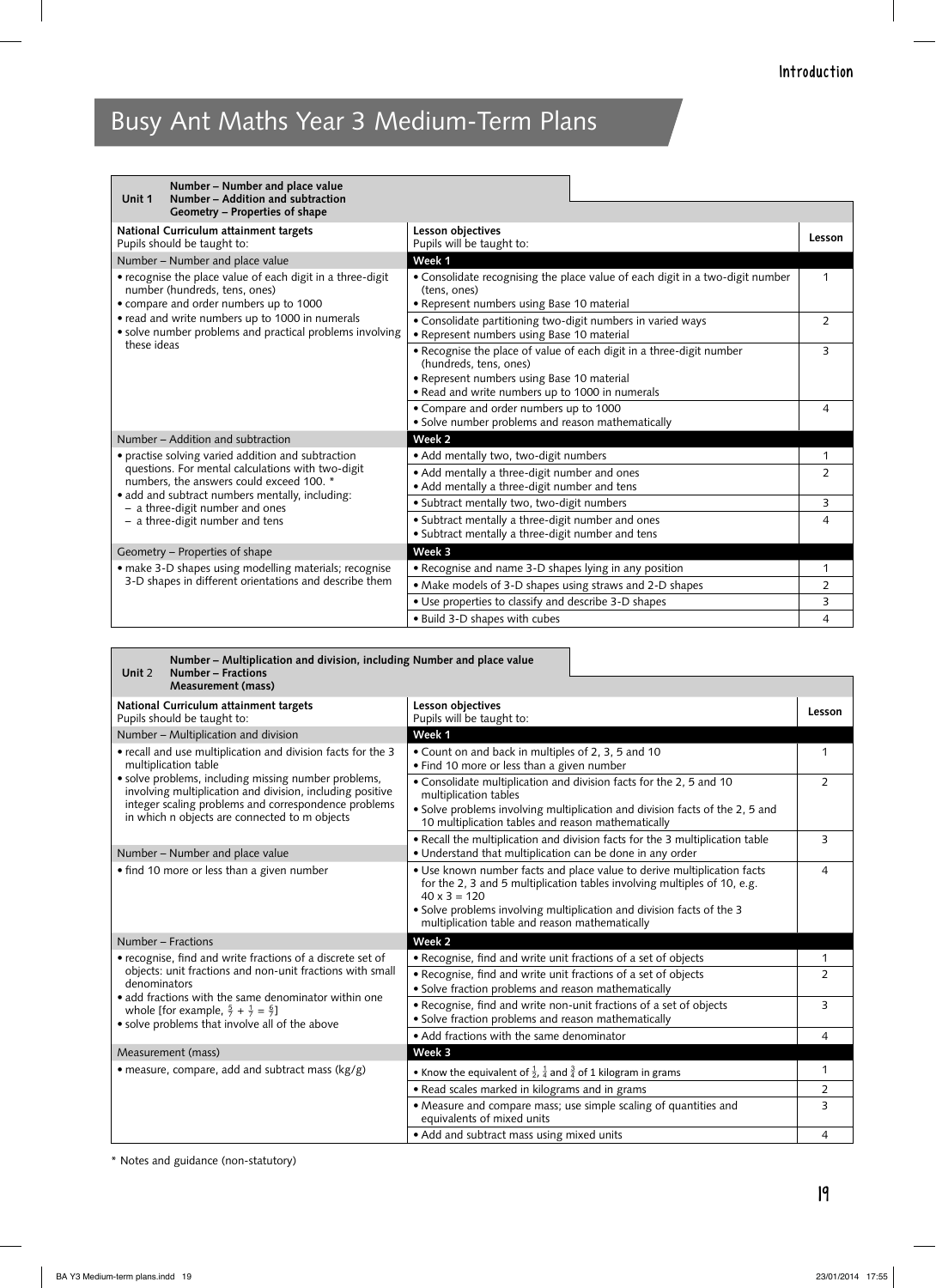# Busy Ant Maths Year 3 Medium-Term Plans

**Unit 1** — **Number – Number and place value** / **Number – Addition and subtraction** / **Geometry – Properties of shape**

| National Curriculum attainment targets<br>Pupils should be taught to: | Lesson objectives<br>Pupils will be taught to: | Lesson |
|---|---|---|
| Number – Number and place value | **Week 1** | |
| • recognise the place value of each digit in a three-digit number (hundreds, tens, ones)<br>• compare and order numbers up to 1000<br>• read and write numbers up to 1000 in numerals<br>• solve number problems and practical problems involving these ideas | • Consolidate recognising the place value of each digit in a two-digit number (tens, ones)<br>• Represent numbers using Base 10 material | 1 |
| | • Consolidate partitioning two-digit numbers in varied ways<br>• Represent numbers using Base 10 material | 2 |
| | • Recognise the place of value of each digit in a three-digit number (hundreds, tens, ones)<br>• Represent numbers using Base 10 material<br>• Read and write numbers up to 1000 in numerals | 3 |
| | • Compare and order numbers up to 1000<br>• Solve number problems and reason mathematically | 4 |
| Number – Addition and subtraction | **Week 2** | |
| • practise solving varied addition and subtraction questions. For mental calculations with two-digit numbers, the answers could exceed 100. *<br>• add and subtract numbers mentally, including:<br>– a three-digit number and ones<br>– a three-digit number and tens | • Add mentally two, two-digit numbers | 1 |
| | • Add mentally a three-digit number and ones<br>• Add mentally a three-digit number and tens | 2 |
| | • Subtract mentally two, two-digit numbers | 3 |
| | • Subtract mentally a three-digit number and ones<br>• Subtract mentally a three-digit number and tens | 4 |
| Geometry – Properties of shape | **Week 3** | |
| • make 3-D shapes using modelling materials; recognise 3-D shapes in different orientations and describe them | • Recognise and name 3-D shapes lying in any position | 1 |
| | • Make models of 3-D shapes using straws and 2-D shapes | 2 |
| | • Use properties to classify and describe 3-D shapes | 3 |
| | • Build 3-D shapes with cubes | 4 |

**Unit 2** — **Number – Multiplication and division, including Number and place value** / **Number – Fractions** / **Measurement (mass)**

| National Curriculum attainment targets<br>Pupils should be taught to: | Lesson objectives<br>Pupils will be taught to: | Lesson |
|---|---|---|
| Number – Multiplication and division | **Week 1** | |
| • recall and use multiplication and division facts for the 3 multiplication table<br>• solve problems, including missing number problems, involving multiplication and division, including positive integer scaling problems and correspondence problems in which n objects are connected to m objects | • Count on and back in multiples of 2, 3, 5 and 10<br>• Find 10 more or less than a given number | 1 |
| | • Consolidate multiplication and division facts for the 2, 5 and 10 multiplication tables<br>• Solve problems involving multiplication and division facts of the 2, 5 and 10 multiplication tables and reason mathematically | 2 |
| Number – Number and place value | • Recall the multiplication and division facts for the 3 multiplication table<br>• Understand that multiplication can be done in any order | 3 |
| • find 10 more or less than a given number | • Use known number facts and place value to derive multiplication facts for the 2, 3 and 5 multiplication tables involving multiples of 10, e.g. $40 \times 3 = 120$<br>• Solve problems involving multiplication and division facts of the 3 multiplication table and reason mathematically | 4 |
| Number – Fractions | **Week 2** | |
| • recognise, find and write fractions of a discrete set of objects: unit fractions and non-unit fractions with small denominators<br>• add fractions with the same denominator within one whole [for example, $\frac{5}{7} + \frac{1}{7} = \frac{6}{7}$]<br>• solve problems that involve all of the above | • Recognise, find and write unit fractions of a set of objects | 1 |
| | • Recognise, find and write unit fractions of a set of objects<br>• Solve fraction problems and reason mathematically | 2 |
| | • Recognise, find and write non-unit fractions of a set of objects<br>• Solve fraction problems and reason mathematically | 3 |
| | • Add fractions with the same denominator | 4 |
| Measurement (mass) | **Week 3** | |
| • measure, compare, add and subtract mass (kg/g) | • Know the equivalent of $\frac{1}{2}$, $\frac{1}{4}$ and $\frac{3}{4}$ of 1 kilogram in grams | 1 |
| | • Read scales marked in kilograms and in grams | 2 |
| | • Measure and compare mass; use simple scaling of quantities and equivalents of mixed units | 3 |
| | • Add and subtract mass using mixed units | 4 |

* Notes and guidance (non-statutory)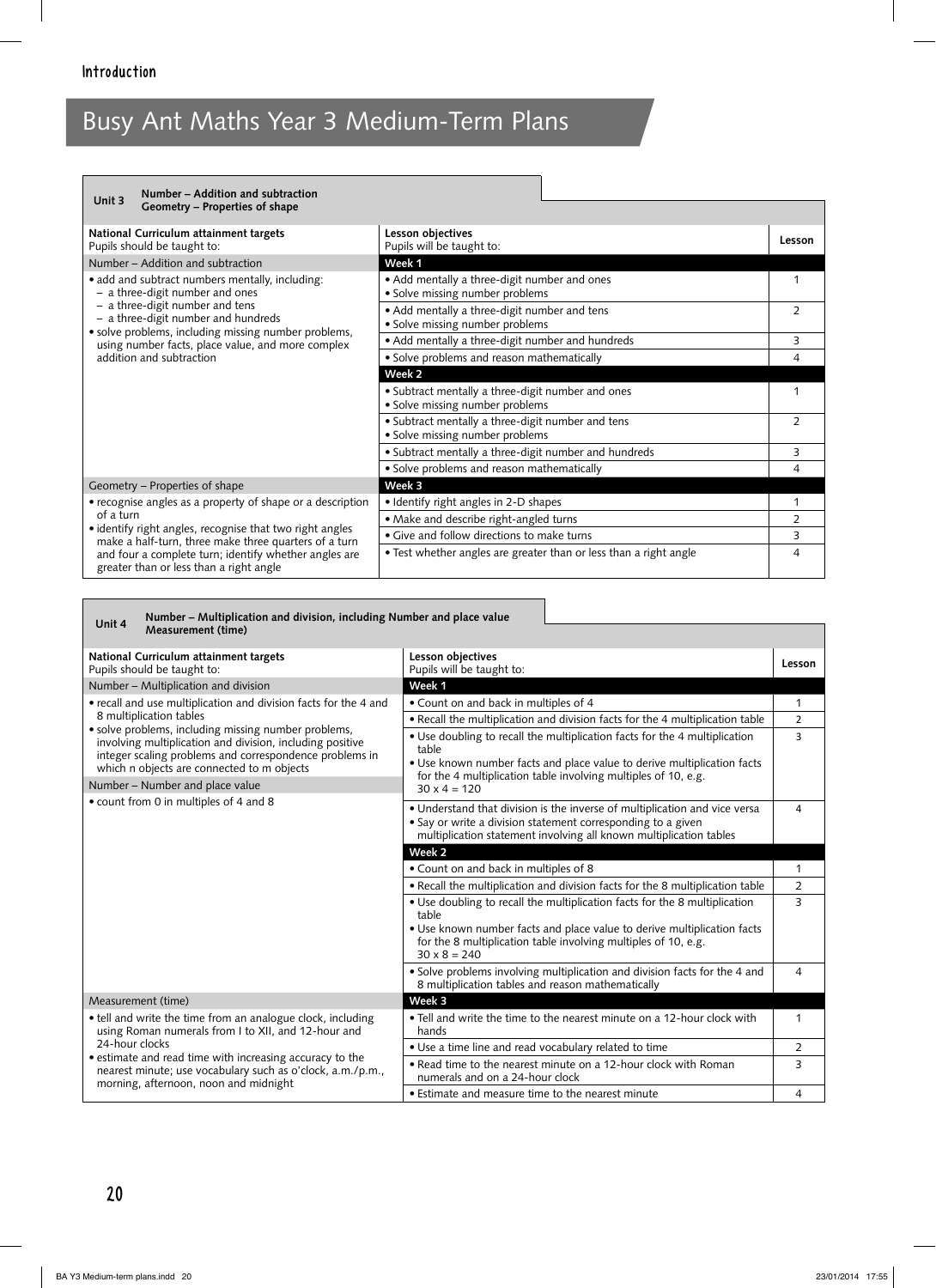# Busy Ant Maths Year 3 Medium-Term Plans

## Unit 3 Number – Addition and subtraction; Geometry – Properties of shape

| National Curriculum attainment targets<br>Pupils should be taught to: | Lesson objectives<br>Pupils will be taught to: | Lesson |
|---|---|---|
| **Number – Addition and subtraction** | **Week 1** | |
| • add and subtract numbers mentally, including:<br>– a three-digit number and ones<br>– a three-digit number and tens<br>– a three-digit number and hundreds<br>• solve problems, including missing number problems, using number facts, place value, and more complex addition and subtraction | • Add mentally a three-digit number and ones<br>• Solve missing number problems | 1 |
| | • Add mentally a three-digit number and tens<br>• Solve missing number problems | 2 |
| | • Add mentally a three-digit number and hundreds | 3 |
| | • Solve problems and reason mathematically | 4 |
| | **Week 2** | |
| | • Subtract mentally a three-digit number and ones<br>• Solve missing number problems | 1 |
| | • Subtract mentally a three-digit number and tens<br>• Solve missing number problems | 2 |
| | • Subtract mentally a three-digit number and hundreds | 3 |
| | • Solve problems and reason mathematically | 4 |
| **Geometry – Properties of shape** | **Week 3** | |
| • recognise angles as a property of shape or a description of a turn<br>• identify right angles, recognise that two right angles make a half-turn, three make three quarters of a turn and four a complete turn; identify whether angles are greater than or less than a right angle | • Identify right angles in 2-D shapes | 1 |
| | • Make and describe right-angled turns | 2 |
| | • Give and follow directions to make turns | 3 |
| | • Test whether angles are greater than or less than a right angle | 4 |

## Unit 4 Number – Multiplication and division, including Number and place value; Measurement (time)

| National Curriculum attainment targets<br>Pupils should be taught to: | Lesson objectives<br>Pupils will be taught to: | Lesson |
|---|---|---|
| **Number – Multiplication and division** | **Week 1** | |
| • recall and use multiplication and division facts for the 4 and 8 multiplication tables<br>• solve problems, including missing number problems, involving multiplication and division, including positive integer scaling problems and correspondence problems in which n objects are connected to m objects<br>**Number – Number and place value**<br>• count from 0 in multiples of 4 and 8 | • Count on and back in multiples of 4 | 1 |
| | • Recall the multiplication and division facts for the 4 multiplication table | 2 |
| | • Use doubling to recall the multiplication facts for the 4 multiplication table<br>• Use known number facts and place value to derive multiplication facts for the 4 multiplication table involving multiples of 10, e.g. 30 x 4 = 120 | 3 |
| | • Understand that division is the inverse of multiplication and vice versa<br>• Say or write a division statement corresponding to a given multiplication statement involving all known multiplication tables | 4 |
| | **Week 2** | |
| | • Count on and back in multiples of 8 | 1 |
| | • Recall the multiplication and division facts for the 8 multiplication table | 2 |
| | • Use doubling to recall the multiplication facts for the 8 multiplication table<br>• Use known number facts and place value to derive multiplication facts for the 8 multiplication table involving multiples of 10, e.g. 30 x 8 = 240 | 3 |
| | • Solve problems involving multiplication and division facts for the 4 and 8 multiplication tables and reason mathematically | 4 |
| **Measurement (time)** | **Week 3** | |
| • tell and write the time from an analogue clock, including using Roman numerals from I to XII, and 12-hour and 24-hour clocks<br>• estimate and read time with increasing accuracy to the nearest minute; use vocabulary such as o'clock, a.m./p.m., morning, afternoon, noon and midnight | • Tell and write the time to the nearest minute on a 12-hour clock with hands | 1 |
| | • Use a time line and read vocabulary related to time | 2 |
| | • Read time to the nearest minute on a 12-hour clock with Roman numerals and on a 24-hour clock | 3 |
| | • Estimate and measure time to the nearest minute | 4 |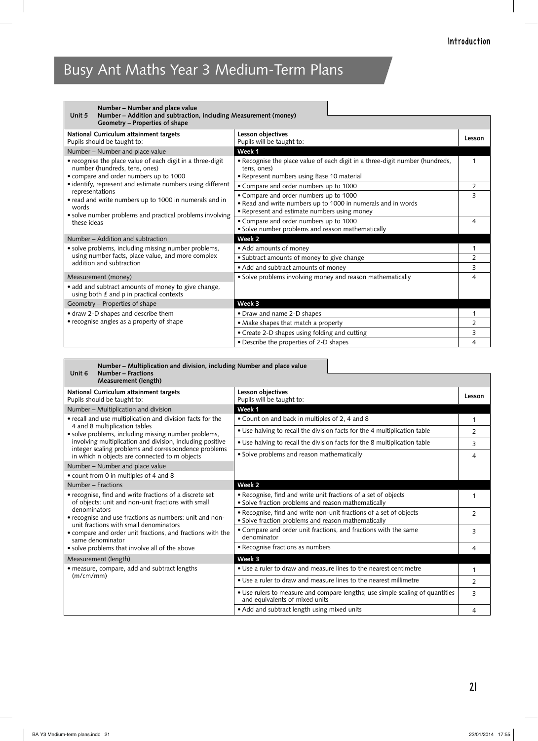# Busy Ant Maths Year 3 Medium-Term Plans

**Unit 5** — **Number – Number and place value**
**Number – Addition and subtraction, including Measurement (money)**
**Geometry – Properties of shape**

| National Curriculum attainment targets<br>Pupils should be taught to: | Lesson objectives<br>Pupils will be taught to: | Lesson |
|---|---|---|
| Number – Number and place value | **Week 1** | |
| • recognise the place value of each digit in a three-digit number (hundreds, tens, ones)<br>• compare and order numbers up to 1000<br>• identify, represent and estimate numbers using different representations<br>• read and write numbers up to 1000 in numerals and in words<br>• solve number problems and practical problems involving these ideas | • Recognise the place value of each digit in a three-digit number (hundreds, tens, ones)<br>• Represent numbers using Base 10 material | 1 |
| | • Compare and order numbers up to 1000 | 2 |
| | • Compare and order numbers up to 1000<br>• Read and write numbers up to 1000 in numerals and in words<br>• Represent and estimate numbers using money | 3 |
| | • Compare and order numbers up to 1000<br>• Solve number problems and reason mathematically | 4 |
| Number – Addition and subtraction | **Week 2** | |
| • solve problems, including missing number problems, using number facts, place value, and more complex addition and subtraction | • Add amounts of money | 1 |
| | • Subtract amounts of money to give change | 2 |
| | • Add and subtract amounts of money | 3 |
| Measurement (money) | • Solve problems involving money and reason mathematically | 4 |
| • add and subtract amounts of money to give change, using both £ and p in practical contexts | | |
| Geometry – Properties of shape | **Week 3** | |
| • draw 2-D shapes and describe them<br>• recognise angles as a property of shape | • Draw and name 2-D shapes | 1 |
| | • Make shapes that match a property | 2 |
| | • Create 2-D shapes using folding and cutting | 3 |
| | • Describe the properties of 2-D shapes | 4 |

**Unit 6** — **Number – Multiplication and division, including Number and place value**
**Number – Fractions**
**Measurement (length)**

| National Curriculum attainment targets<br>Pupils should be taught to: | Lesson objectives<br>Pupils will be taught to: | Lesson |
|---|---|---|
| Number – Multiplication and division | **Week 1** | |
| • recall and use multiplication and division facts for the 4 and 8 multiplication tables<br>• solve problems, including missing number problems, involving multiplication and division, including positive integer scaling problems and correspondence problems in which n objects are connected to m objects | • Count on and back in multiples of 2, 4 and 8 | 1 |
| | • Use halving to recall the division facts for the 4 multiplication table | 2 |
| | • Use halving to recall the division facts for the 8 multiplication table | 3 |
| | • Solve problems and reason mathematically | 4 |
| Number – Number and place value | | |
| • count from 0 in multiples of 4 and 8 | | |
| Number – Fractions | **Week 2** | |
| • recognise, find and write fractions of a discrete set of objects: unit and non-unit fractions with small denominators<br>• recognise and use fractions as numbers: unit and non-unit fractions with small denominators<br>• compare and order unit fractions, and fractions with the same denominator<br>• solve problems that involve all of the above | • Recognise, find and write unit fractions of a set of objects<br>• Solve fraction problems and reason mathematically | 1 |
| | • Recognise, find and write non-unit fractions of a set of objects<br>• Solve fraction problems and reason mathematically | 2 |
| | • Compare and order unit fractions, and fractions with the same denominator | 3 |
| | • Recognise fractions as numbers | 4 |
| Measurement (length) | **Week 3** | |
| • measure, compare, add and subtract lengths (m/cm/mm) | • Use a ruler to draw and measure lines to the nearest centimetre | 1 |
| | • Use a ruler to draw and measure lines to the nearest millimetre | 2 |
| | • Use rulers to measure and compare lengths; use simple scaling of quantities and equivalents of mixed units | 3 |
| | • Add and subtract length using mixed units | 4 |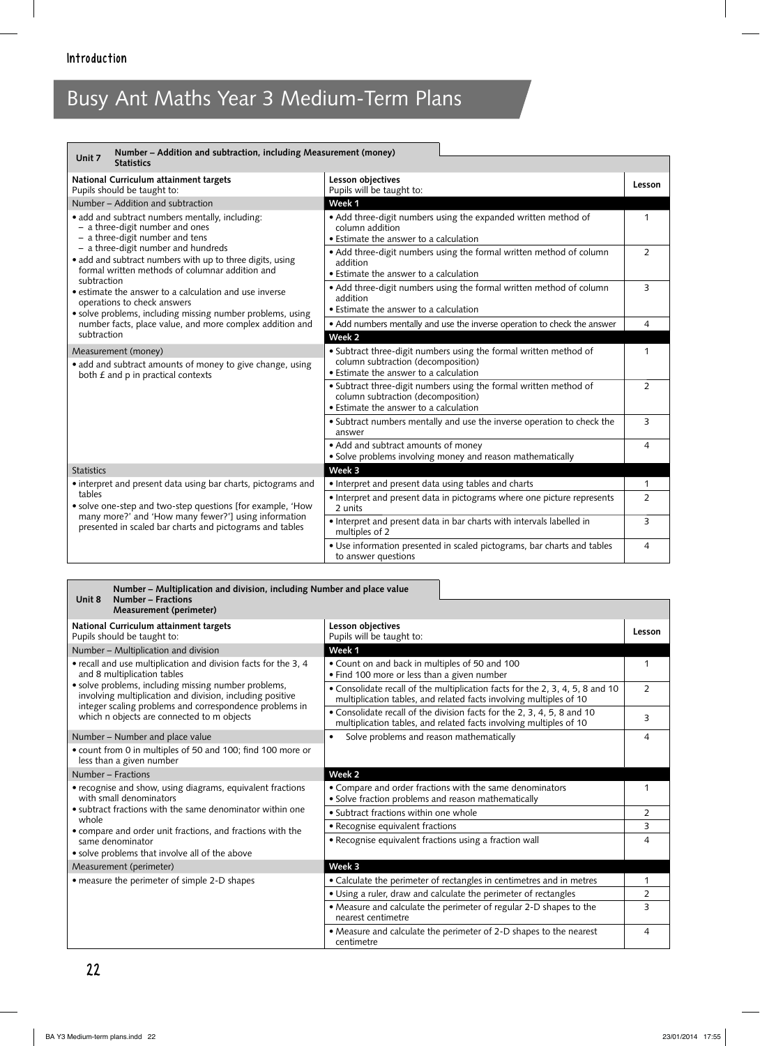# Busy Ant Maths Year 3 Medium-Term Plans

**Unit 7** — **Number – Addition and subtraction, including Measurement (money)**
**Statistics**

| National Curriculum attainment targets<br>Pupils should be taught to: | Lesson objectives<br>Pupils will be taught to: | Lesson |
|---|---|---|
| Number – Addition and subtraction | **Week 1** | |
| • add and subtract numbers mentally, including:<br>– a three-digit number and ones<br>– a three-digit number and tens<br>– a three-digit number and hundreds<br>• add and subtract numbers with up to three digits, using formal written methods of columnar addition and subtraction<br>• estimate the answer to a calculation and use inverse operations to check answers<br>• solve problems, including missing number problems, using number facts, place value, and more complex addition and subtraction | • Add three-digit numbers using the expanded written method of column addition<br>• Estimate the answer to a calculation | 1 |
| | • Add three-digit numbers using the formal written method of column addition<br>• Estimate the answer to a calculation | 2 |
| | • Add three-digit numbers using the formal written method of column addition<br>• Estimate the answer to a calculation | 3 |
| | • Add numbers mentally and use the inverse operation to check the answer | 4 |
| | **Week 2** | |
| Measurement (money)<br>• add and subtract amounts of money to give change, using both £ and p in practical contexts | • Subtract three-digit numbers using the formal written method of column subtraction (decomposition)<br>• Estimate the answer to a calculation | 1 |
| | • Subtract three-digit numbers using the formal written method of column subtraction (decomposition)<br>• Estimate the answer to a calculation | 2 |
| | • Subtract numbers mentally and use the inverse operation to check the answer | 3 |
| | • Add and subtract amounts of money<br>• Solve problems involving money and reason mathematically | 4 |
| Statistics | **Week 3** | |
| • interpret and present data using bar charts, pictograms and tables<br>• solve one-step and two-step questions [for example, 'How many more?' and 'How many fewer?'] using information presented in scaled bar charts and pictograms and tables | • Interpret and present data using tables and charts | 1 |
| | • Interpret and present data in pictograms where one picture represents 2 units | 2 |
| | • Interpret and present data in bar charts with intervals labelled in multiples of 2 | 3 |
| | • Use information presented in scaled pictograms, bar charts and tables to answer questions | 4 |

**Unit 8** — **Number – Multiplication and division, including Number and place value**
**Number – Fractions**
**Measurement (perimeter)**

| National Curriculum attainment targets<br>Pupils should be taught to: | Lesson objectives<br>Pupils will be taught to: | Lesson |
|---|---|---|
| Number – Multiplication and division | **Week 1** | |
| • recall and use multiplication and division facts for the 3, 4 and 8 multiplication tables<br>• solve problems, including missing number problems, involving multiplication and division, including positive integer scaling problems and correspondence problems in which n objects are connected to m objects | • Count on and back in multiples of 50 and 100<br>• Find 100 more or less than a given number | 1 |
| | • Consolidate recall of the multiplication facts for the 2, 3, 4, 5, 8 and 10 multiplication tables, and related facts involving multiples of 10 | 2 |
| | • Consolidate recall of the division facts for the 2, 3, 4, 5, 8 and 10 multiplication tables, and related facts involving multiples of 10 | 3 |
| Number – Number and place value<br>• count from 0 in multiples of 50 and 100; find 100 more or less than a given number | • Solve problems and reason mathematically | 4 |
| Number – Fractions | **Week 2** | |
| • recognise and show, using diagrams, equivalent fractions with small denominators<br>• subtract fractions with the same denominator within one whole<br>• compare and order unit fractions, and fractions with the same denominator<br>• solve problems that involve all of the above | • Compare and order fractions with the same denominators<br>• Solve fraction problems and reason mathematically | 1 |
| | • Subtract fractions within one whole | 2 |
| | • Recognise equivalent fractions | 3 |
| | • Recognise equivalent fractions using a fraction wall | 4 |
| Measurement (perimeter) | **Week 3** | |
| • measure the perimeter of simple 2-D shapes | • Calculate the perimeter of rectangles in centimetres and in metres | 1 |
| | • Using a ruler, draw and calculate the perimeter of rectangles | 2 |
| | • Measure and calculate the perimeter of regular 2-D shapes to the nearest centimetre | 3 |
| | • Measure and calculate the perimeter of 2-D shapes to the nearest centimetre | 4 |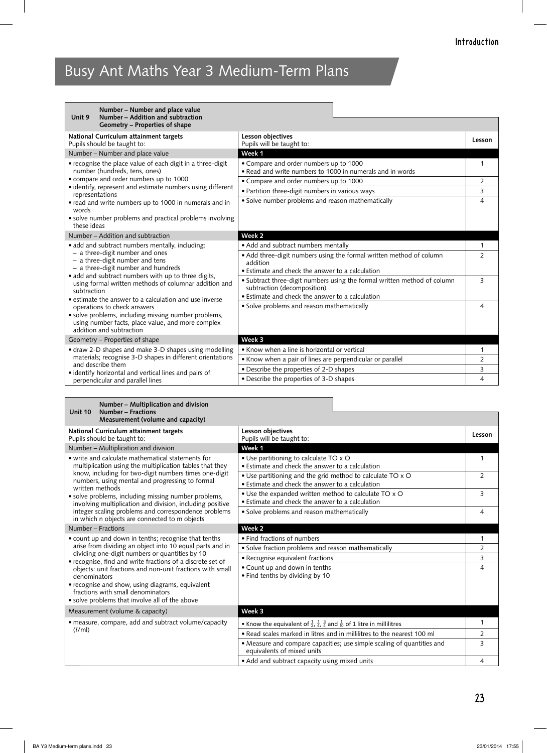# Busy Ant Maths Year 3 Medium-Term Plans

| **Unit 9** | **Number – Number and place value**<br>**Number – Addition and subtraction**<br>**Geometry – Properties of shape** | |
|---|---|---|
| **National Curriculum attainment targets**<br>Pupils should be taught to: | **Lesson objectives**<br>Pupils will be taught to: | **Lesson** |
| Number – Number and place value | **Week 1** | |
| • recognise the place value of each digit in a three-digit number (hundreds, tens, ones)<br>• compare and order numbers up to 1000<br>• identify, represent and estimate numbers using different representations<br>• read and write numbers up to 1000 in numerals and in words<br>• solve number problems and practical problems involving these ideas | • Compare and order numbers up to 1000<br>• Read and write numbers to 1000 in numerals and in words | 1 |
| | • Compare and order numbers up to 1000 | 2 |
| | • Partition three-digit numbers in various ways | 3 |
| | • Solve number problems and reason mathematically | 4 |
| Number – Addition and subtraction | **Week 2** | |
| • add and subtract numbers mentally, including:<br>– a three-digit number and ones<br>– a three-digit number and tens<br>– a three-digit number and hundreds<br>• add and subtract numbers with up to three digits, using formal written methods of columnar addition and subtraction<br>• estimate the answer to a calculation and use inverse operations to check answers<br>• solve problems, including missing number problems, using number facts, place value, and more complex addition and subtraction | • Add and subtract numbers mentally | 1 |
| | • Add three-digit numbers using the formal written method of column addition<br>• Estimate and check the answer to a calculation | 2 |
| | • Subtract three-digit numbers using the formal written method of column subtraction (decomposition)<br>• Estimate and check the answer to a calculation | 3 |
| | • Solve problems and reason mathematically | 4 |
| Geometry – Properties of shape | **Week 3** | |
| • draw 2-D shapes and make 3-D shapes using modelling materials; recognise 3-D shapes in different orientations and describe them<br>• identify horizontal and vertical lines and pairs of perpendicular and parallel lines | • Know when a line is horizontal or vertical | 1 |
| | • Know when a pair of lines are perpendicular or parallel | 2 |
| | • Describe the properties of 2-D shapes | 3 |
| | • Describe the properties of 3-D shapes | 4 |

| **Unit 10** | **Number – Multiplication and division**<br>**Number – Fractions**<br>**Measurement (volume and capacity)** | |
|---|---|---|
| **National Curriculum attainment targets**<br>Pupils should be taught to: | **Lesson objectives**<br>Pupils will be taught to: | **Lesson** |
| Number – Multiplication and division | **Week 1** | |
| • write and calculate mathematical statements for multiplication using the multiplication tables that they know, including for two-digit numbers times one-digit numbers, using mental and progressing to formal written methods<br>• solve problems, including missing number problems, involving multiplication and division, including positive integer scaling problems and correspondence problems in which n objects are connected to m objects | • Use partitioning to calculate TO x O<br>• Estimate and check the answer to a calculation | 1 |
| | • Use partitioning and the grid method to calculate TO x O<br>• Estimate and check the answer to a calculation | 2 |
| | • Use the expanded written method to calculate TO x O<br>• Estimate and check the answer to a calculation | 3 |
| | • Solve problems and reason mathematically | 4 |
| Number – Fractions | **Week 2** | |
| • count up and down in tenths; recognise that tenths arise from dividing an object into 10 equal parts and in dividing one-digit numbers or quantities by 10<br>• recognise, find and write fractions of a discrete set of objects: unit fractions and non-unit fractions with small denominators<br>• recognise and show, using diagrams, equivalent fractions with small denominators<br>• solve problems that involve all of the above | • Find fractions of numbers | 1 |
| | • Solve fraction problems and reason mathematically | 2 |
| | • Recognise equivalent fractions | 3 |
| | • Count up and down in tenths<br>• Find tenths by dividing by 10 | 4 |
| Measurement (volume & capacity) | **Week 3** | |
| • measure, compare, add and subtract volume/capacity (*l*/ml) | • Know the equivalent of $\frac{1}{2}$, $\frac{1}{4}$, $\frac{3}{4}$ and $\frac{1}{10}$ of 1 litre in millilitres | 1 |
| | • Read scales marked in litres and in millilitres to the nearest 100 ml | 2 |
| | • Measure and compare capacities; use simple scaling of quantities and equivalents of mixed units | 3 |
| | • Add and subtract capacity using mixed units | 4 |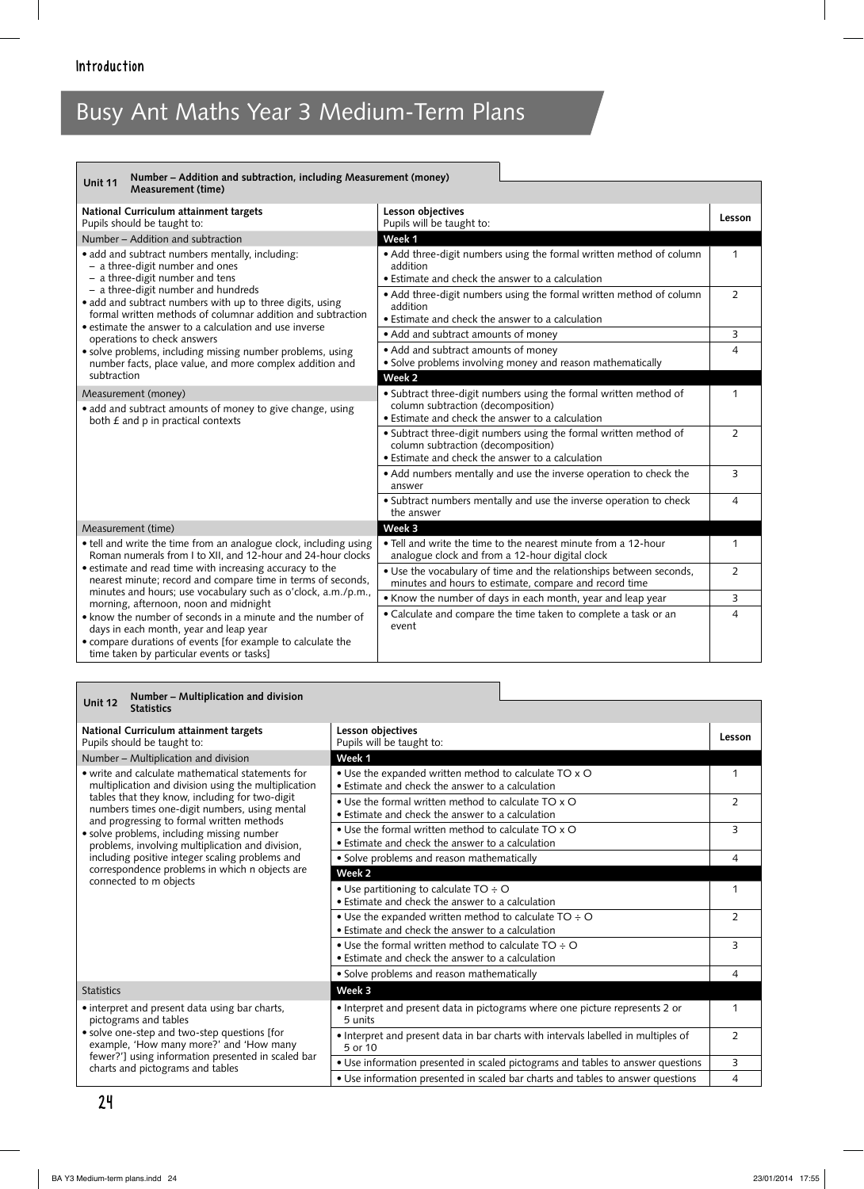Introduction

# Busy Ant Maths Year 3 Medium-Term Plans

## Unit 11 Number – Addition and subtraction, including Measurement (money) Measurement (time)

| **National Curriculum attainment targets** Pupils should be taught to: | **Lesson objectives** Pupils will be taught to: | **Lesson** |
|---|---|---|
| Number – Addition and subtraction | **Week 1** | |
| • add and subtract numbers mentally, including: – a three-digit number and ones – a three-digit number and tens – a three-digit number and hundreds • add and subtract numbers with up to three digits, using formal written methods of columnar addition and subtraction • estimate the answer to a calculation and use inverse operations to check answers • solve problems, including missing number problems, using number facts, place value, and more complex addition and subtraction | • Add three-digit numbers using the formal written method of column addition • Estimate and check the answer to a calculation | 1 |
| | • Add three-digit numbers using the formal written method of column addition • Estimate and check the answer to a calculation | 2 |
| | • Add and subtract amounts of money | 3 |
| | • Add and subtract amounts of money • Solve problems involving money and reason mathematically | 4 |
| | **Week 2** | |
| Measurement (money) • add and subtract amounts of money to give change, using both £ and p in practical contexts | • Subtract three-digit numbers using the formal written method of column subtraction (decomposition) • Estimate and check the answer to a calculation | 1 |
| | • Subtract three-digit numbers using the formal written method of column subtraction (decomposition) • Estimate and check the answer to a calculation | 2 |
| | • Add numbers mentally and use the inverse operation to check the answer | 3 |
| | • Subtract numbers mentally and use the inverse operation to check the answer | 4 |
| Measurement (time) | **Week 3** | |
| • tell and write the time from an analogue clock, including using Roman numerals from I to XII, and 12-hour and 24-hour clocks • estimate and read time with increasing accuracy to the nearest minute; record and compare time in terms of seconds, minutes and hours; use vocabulary such as o'clock, a.m./p.m., morning, afternoon, noon and midnight • know the number of seconds in a minute and the number of days in each month, year and leap year • compare durations of events [for example to calculate the time taken by particular events or tasks] | • Tell and write the time to the nearest minute from a 12-hour analogue clock and from a 12-hour digital clock | 1 |
| | • Use the vocabulary of time and the relationships between seconds, minutes and hours to estimate, compare and record time | 2 |
| | • Know the number of days in each month, year and leap year | 3 |
| | • Calculate and compare the time taken to complete a task or an event | 4 |

## Unit 12 Number – Multiplication and division Statistics

| **National Curriculum attainment targets** Pupils should be taught to: | **Lesson objectives** Pupils will be taught to: | **Lesson** |
|---|---|---|
| Number – Multiplication and division | **Week 1** | |
| • write and calculate mathematical statements for multiplication and division using the multiplication tables that they know, including for two-digit numbers times one-digit numbers, using mental and progressing to formal written methods • solve problems, including missing number problems, involving multiplication and division, including positive integer scaling problems and correspondence problems in which n objects are connected to m objects | • Use the expanded written method to calculate TO x O • Estimate and check the answer to a calculation | 1 |
| | • Use the formal written method to calculate TO x O • Estimate and check the answer to a calculation | 2 |
| | • Use the formal written method to calculate TO x O • Estimate and check the answer to a calculation | 3 |
| | • Solve problems and reason mathematically | 4 |
| | **Week 2** | |
| | • Use partitioning to calculate TO ÷ O • Estimate and check the answer to a calculation | 1 |
| | • Use the expanded written method to calculate TO ÷ O • Estimate and check the answer to a calculation | 2 |
| | • Use the formal written method to calculate TO ÷ O • Estimate and check the answer to a calculation | 3 |
| | • Solve problems and reason mathematically | 4 |
| Statistics | **Week 3** | |
| • interpret and present data using bar charts, pictograms and tables • solve one-step and two-step questions [for example, 'How many more?' and 'How many fewer?'] using information presented in scaled bar charts and pictograms and tables | • Interpret and present data in pictograms where one picture represents 2 or 5 units | 1 |
| | • Interpret and present data in bar charts with intervals labelled in multiples of 5 or 10 | 2 |
| | • Use information presented in scaled pictograms and tables to answer questions | 3 |
| | • Use information presented in scaled bar charts and tables to answer questions | 4 |